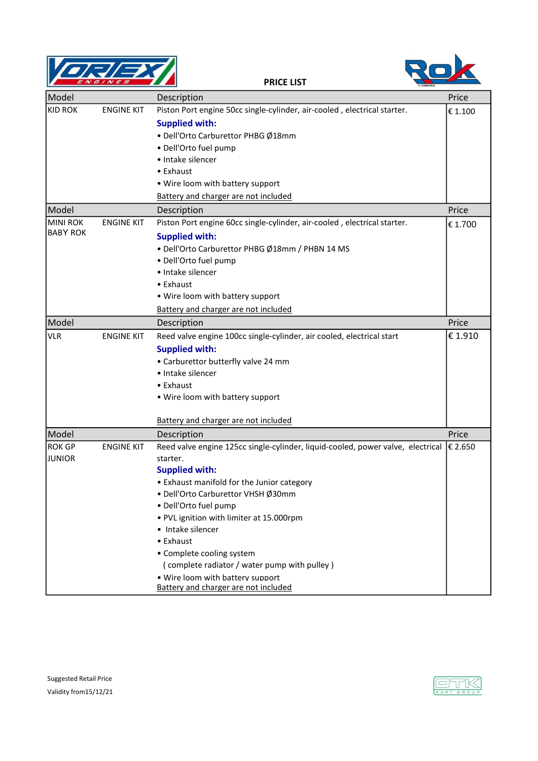# PRICE LIST

| Model | | Description | Price |
|---|---|---|---|
| KID ROK | ENGINE KIT | Piston Port engine 50cc single-cylinder, air-cooled , electrical starter.<br>**Supplied with:**<br>• Dell'Orto Carburettor PHBG Ø18mm<br>• Dell'Orto fuel pump<br>• Intake silencer<br>• Exhaust<br>• Wire loom with battery support<br>Battery and charger are not included | € 1.100 |
| **Model** | | **Description** | **Price** |
| MINI ROK<br>BABY ROK | ENGINE KIT | Piston Port engine 60cc single-cylinder, air-cooled , electrical starter.<br>**Supplied with:**<br>• Dell'Orto Carburettor PHBG Ø18mm / PHBN 14 MS<br>• Dell'Orto fuel pump<br>• Intake silencer<br>• Exhaust<br>• Wire loom with battery support<br>Battery and charger are not included | € 1.700 |
| **Model** | | **Description** | **Price** |
| VLR | ENGINE KIT | Reed valve engine 100cc single-cylinder, air cooled, electrical start<br>**Supplied with:**<br>• Carburettor butterfly valve 24 mm<br>• Intake silencer<br>• Exhaust<br>• Wire loom with battery support<br>Battery and charger are not included | € 1.910 |
| **Model** | | **Description** | **Price** |
| ROK GP<br>JUNIOR | ENGINE KIT | Reed valve engine 125cc single-cylinder, liquid-cooled, power valve, electrical starter.<br>**Supplied with:**<br>• Exhaust manifold for the Junior category<br>• Dell'Orto Carburettor VHSH Ø30mm<br>• Dell'Orto fuel pump<br>• PVL ignition with limiter at 15.000rpm<br>• Intake silencer<br>• Exhaust<br>• Complete cooling system<br>( complete radiator / water pump with pulley )<br>• Wire loom with battery support<br>Battery and charger are not included | € 2.650 |

Suggested Retail Price

Validity from15/12/21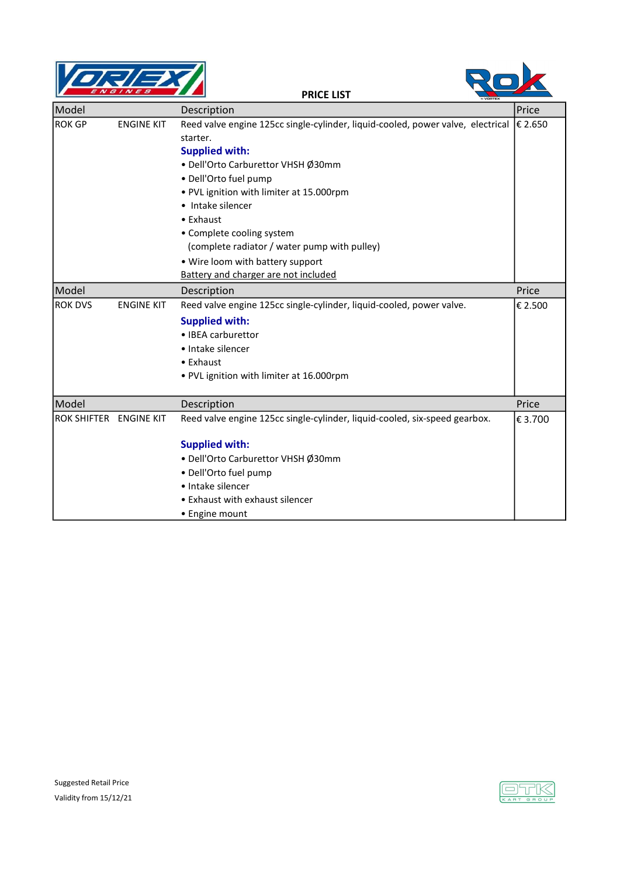**PRICE LIST**

| Model | | Description | Price |
|---|---|---|---|
| ROK GP | ENGINE KIT | Reed valve engine 125cc single-cylinder, liquid-cooled, power valve, electrical starter.<br>**Supplied with:**<br>• Dell'Orto Carburettor VHSH Ø30mm<br>• Dell'Orto fuel pump<br>• PVL ignition with limiter at 15.000rpm<br>• Intake silencer<br>• Exhaust<br>• Complete cooling system (complete radiator / water pump with pulley)<br>• Wire loom with battery support<br>Battery and charger are not included | € 2.650 |
| **Model** | | **Description** | **Price** |
| ROK DVS | ENGINE KIT | Reed valve engine 125cc single-cylinder, liquid-cooled, power valve.<br>**Supplied with:**<br>• IBEA carburettor<br>• Intake silencer<br>• Exhaust<br>• PVL ignition with limiter at 16.000rpm | € 2.500 |
| **Model** | | **Description** | **Price** |
| ROK SHIFTER | ENGINE KIT | Reed valve engine 125cc single-cylinder, liquid-cooled, six-speed gearbox.<br>**Supplied with:**<br>• Dell'Orto Carburettor VHSH Ø30mm<br>• Dell'Orto fuel pump<br>• Intake silencer<br>• Exhaust with exhaust silencer<br>• Engine mount | € 3.700 |

Suggested Retail Price

Validity from 15/12/21